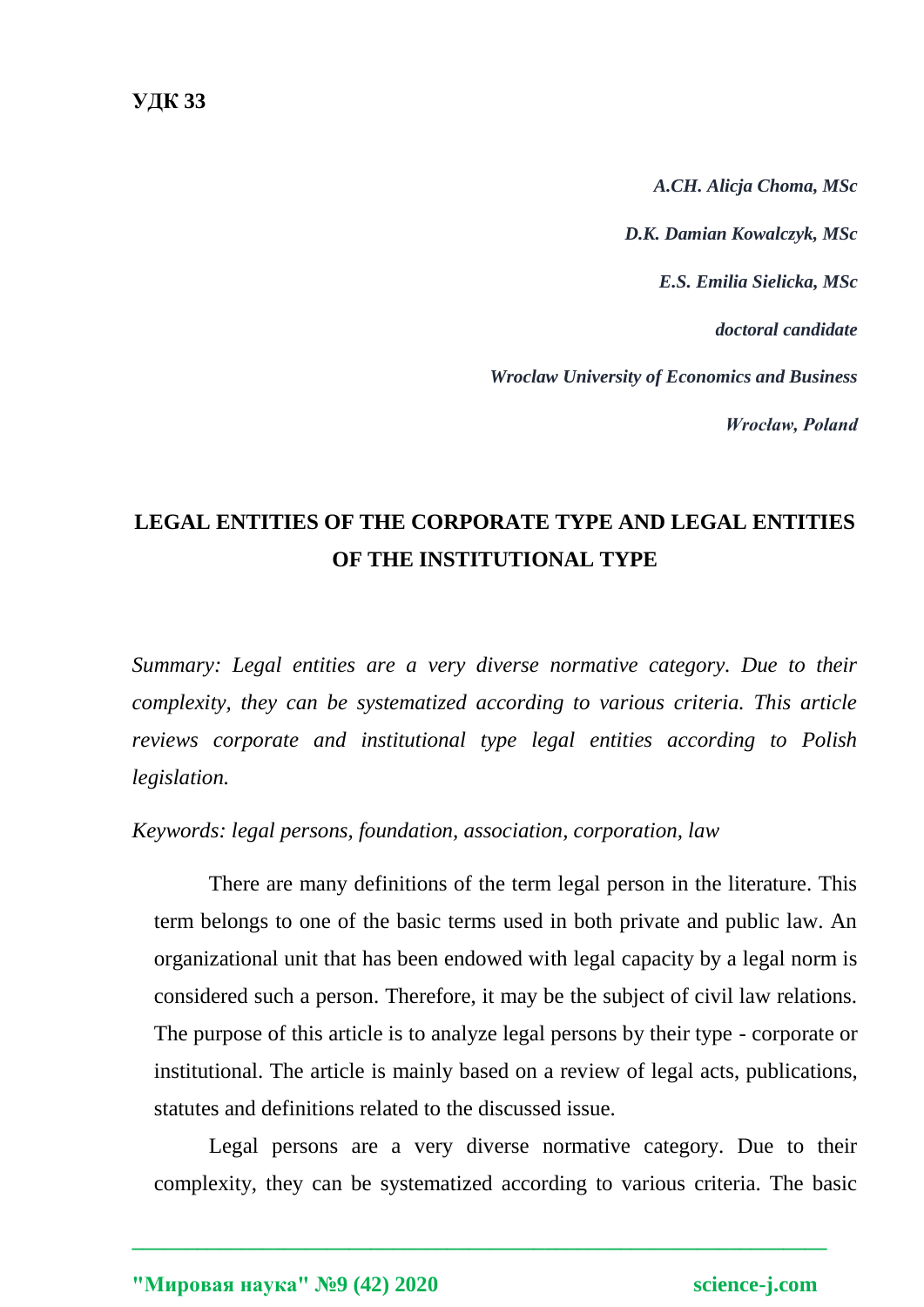**УДК 33**

*A.CH. Alicja Choma, MSc*

*D.K. Damian Kowalczyk, MSc*

*E.S. Emilia Sielicka, MSc*

*doctoral candidate*

*Wroclaw University of Economics and Business*

*Wrocław, Poland*

# LEGAL ENTITIES OF THE CORPORATE TYPE AND LEGAL ENTITIES OF THE INSTITUTIONAL TYPE

*Summary: Legal entities are a very diverse normative category. Due to their complexity, they can be systematized according to various criteria. This article reviews corporate and institutional type legal entities according to Polish legislation.*

*Keywords: legal persons, foundation, association, corporation, law*

There are many definitions of the term legal person in the literature. This term belongs to one of the basic terms used in both private and public law. An organizational unit that has been endowed with legal capacity by a legal norm is considered such a person. Therefore, it may be the subject of civil law relations. The purpose of this article is to analyze legal persons by their type - corporate or institutional. The article is mainly based on a review of legal acts, publications, statutes and definitions related to the discussed issue.

Legal persons are a very diverse normative category. Due to their complexity, they can be systematized according to various criteria. The basic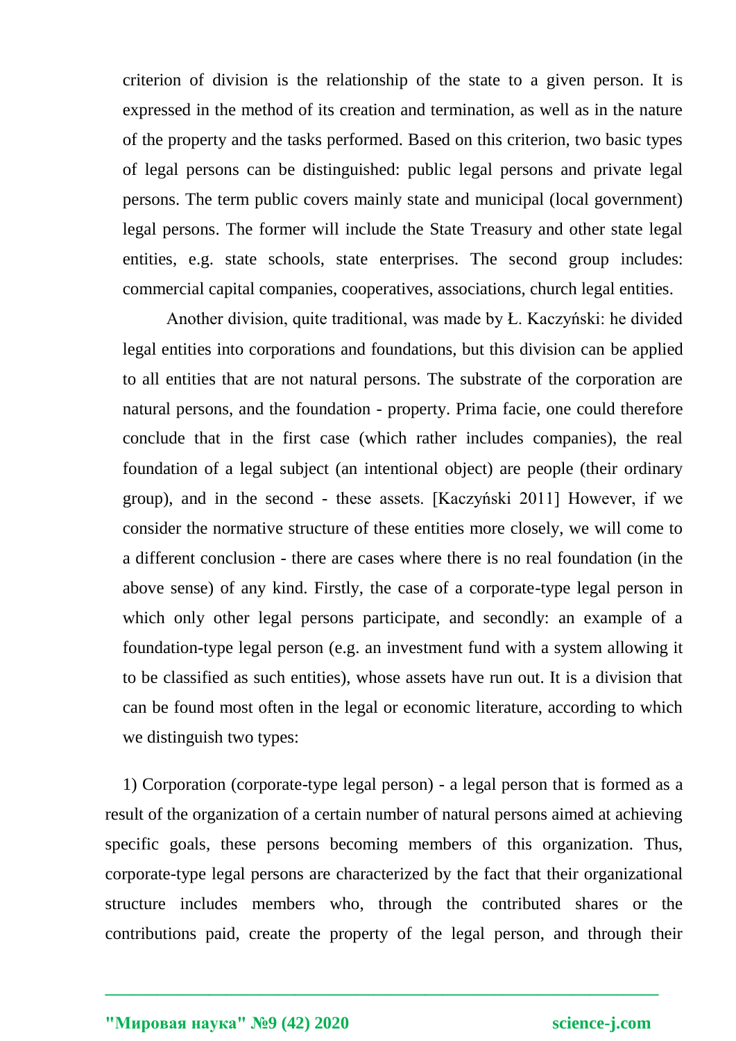criterion of division is the relationship of the state to a given person. It is expressed in the method of its creation and termination, as well as in the nature of the property and the tasks performed. Based on this criterion, two basic types of legal persons can be distinguished: public legal persons and private legal persons. The term public covers mainly state and municipal (local government) legal persons. The former will include the State Treasury and other state legal entities, e.g. state schools, state enterprises. The second group includes: commercial capital companies, cooperatives, associations, church legal entities.

Another division, quite traditional, was made by Ł. Kaczyński: he divided legal entities into corporations and foundations, but this division can be applied to all entities that are not natural persons. The substrate of the corporation are natural persons, and the foundation - property. Prima facie, one could therefore conclude that in the first case (which rather includes companies), the real foundation of a legal subject (an intentional object) are people (their ordinary group), and in the second - these assets. [Kaczyński 2011] However, if we consider the normative structure of these entities more closely, we will come to a different conclusion - there are cases where there is no real foundation (in the above sense) of any kind. Firstly, the case of a corporate-type legal person in which only other legal persons participate, and secondly: an example of a foundation-type legal person (e.g. an investment fund with a system allowing it to be classified as such entities), whose assets have run out. It is a division that can be found most often in the legal or economic literature, according to which we distinguish two types:

1) Corporation (corporate-type legal person) - a legal person that is formed as a result of the organization of a certain number of natural persons aimed at achieving specific goals, these persons becoming members of this organization. Thus, corporate-type legal persons are characterized by the fact that their organizational structure includes members who, through the contributed shares or the contributions paid, create the property of the legal person, and through their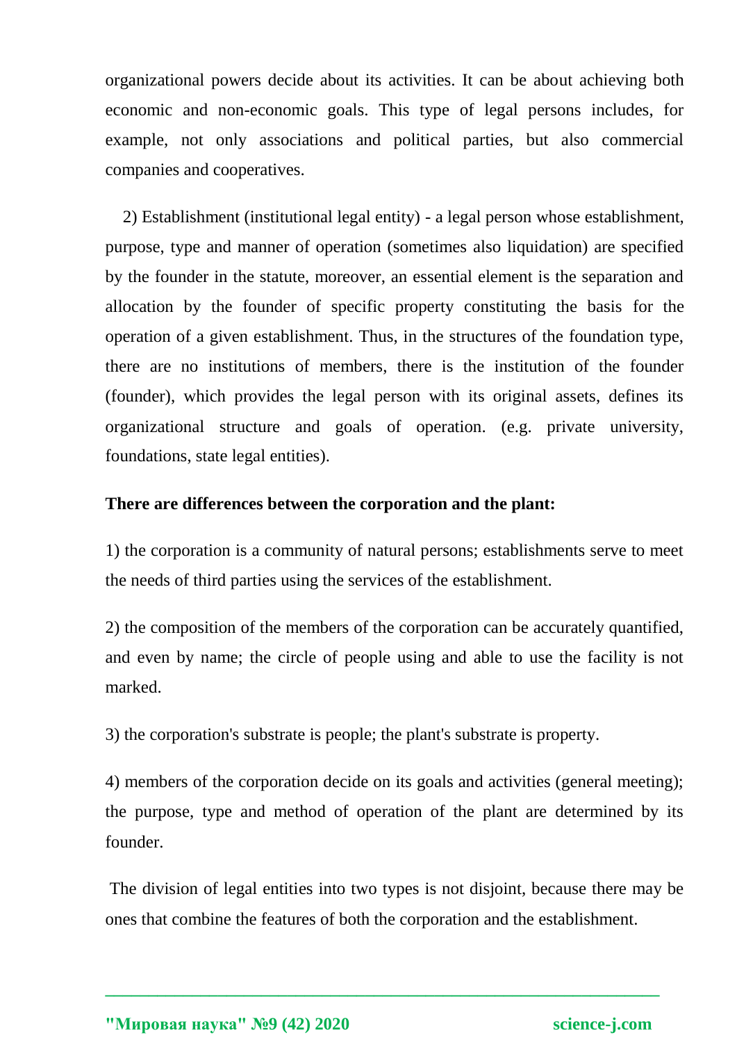organizational powers decide about its activities. It can be about achieving both economic and non-economic goals. This type of legal persons includes, for example, not only associations and political parties, but also commercial companies and cooperatives.

2) Establishment (institutional legal entity) - a legal person whose establishment, purpose, type and manner of operation (sometimes also liquidation) are specified by the founder in the statute, moreover, an essential element is the separation and allocation by the founder of specific property constituting the basis for the operation of a given establishment. Thus, in the structures of the foundation type, there are no institutions of members, there is the institution of the founder (founder), which provides the legal person with its original assets, defines its organizational structure and goals of operation. (e.g. private university, foundations, state legal entities).

**There are differences between the corporation and the plant:**

1) the corporation is a community of natural persons; establishments serve to meet the needs of third parties using the services of the establishment.

2) the composition of the members of the corporation can be accurately quantified, and even by name; the circle of people using and able to use the facility is not marked.

3) the corporation's substrate is people; the plant's substrate is property.

4) members of the corporation decide on its goals and activities (general meeting); the purpose, type and method of operation of the plant are determined by its founder.

The division of legal entities into two types is not disjoint, because there may be ones that combine the features of both the corporation and the establishment.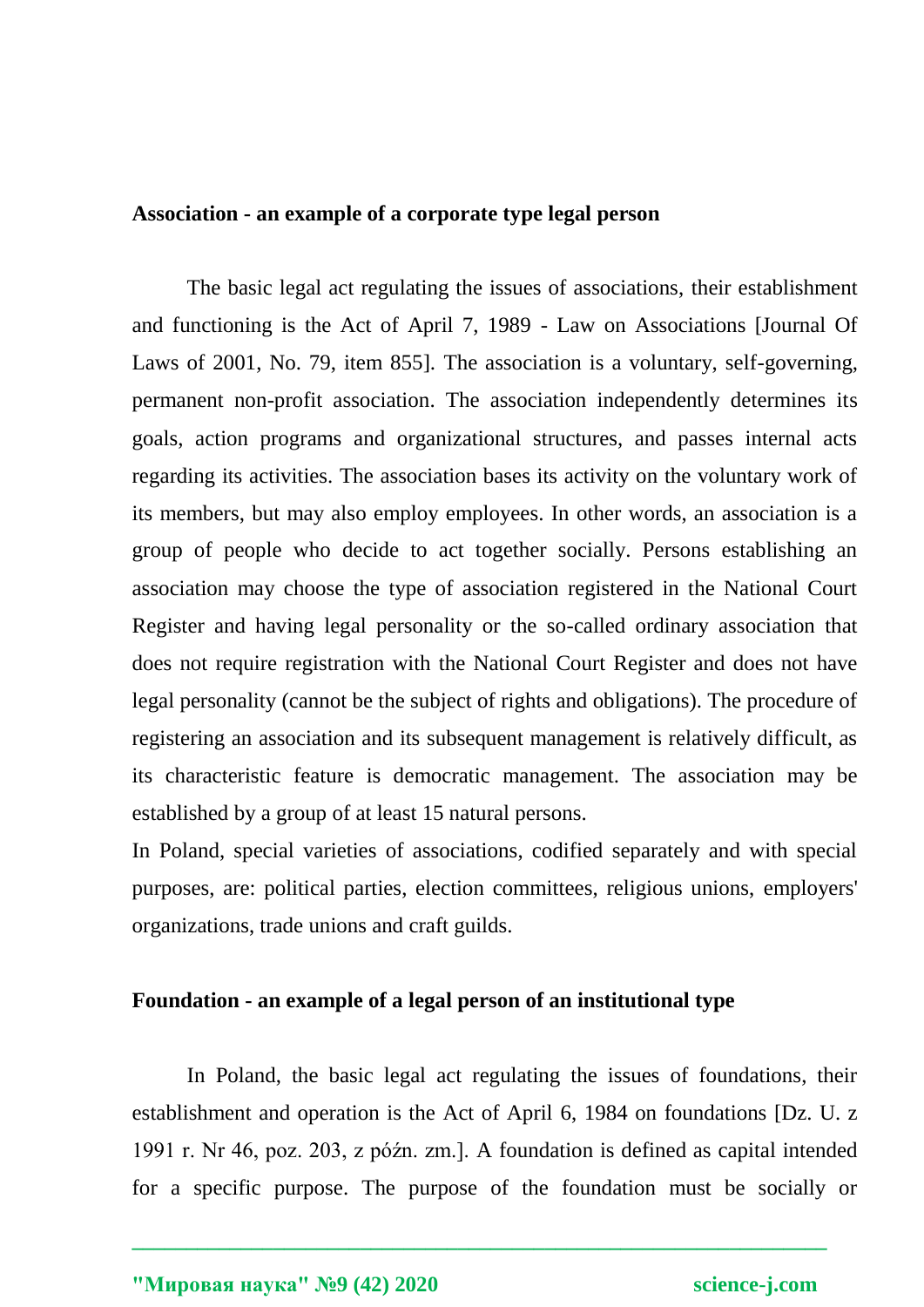**Association - an example of a corporate type legal person**

The basic legal act regulating the issues of associations, their establishment and functioning is the Act of April 7, 1989 - Law on Associations [Journal Of Laws of 2001, No. 79, item 855]. The association is a voluntary, self-governing, permanent non-profit association. The association independently determines its goals, action programs and organizational structures, and passes internal acts regarding its activities. The association bases its activity on the voluntary work of its members, but may also employ employees. In other words, an association is a group of people who decide to act together socially. Persons establishing an association may choose the type of association registered in the National Court Register and having legal personality or the so-called ordinary association that does not require registration with the National Court Register and does not have legal personality (cannot be the subject of rights and obligations). The procedure of registering an association and its subsequent management is relatively difficult, as its characteristic feature is democratic management. The association may be established by a group of at least 15 natural persons.

In Poland, special varieties of associations, codified separately and with special purposes, are: political parties, election committees, religious unions, employers' organizations, trade unions and craft guilds.

**Foundation - an example of a legal person of an institutional type**

In Poland, the basic legal act regulating the issues of foundations, their establishment and operation is the Act of April 6, 1984 on foundations [Dz. U. z 1991 r. Nr 46, poz. 203, z późn. zm.]. A foundation is defined as capital intended for a specific purpose. The purpose of the foundation must be socially or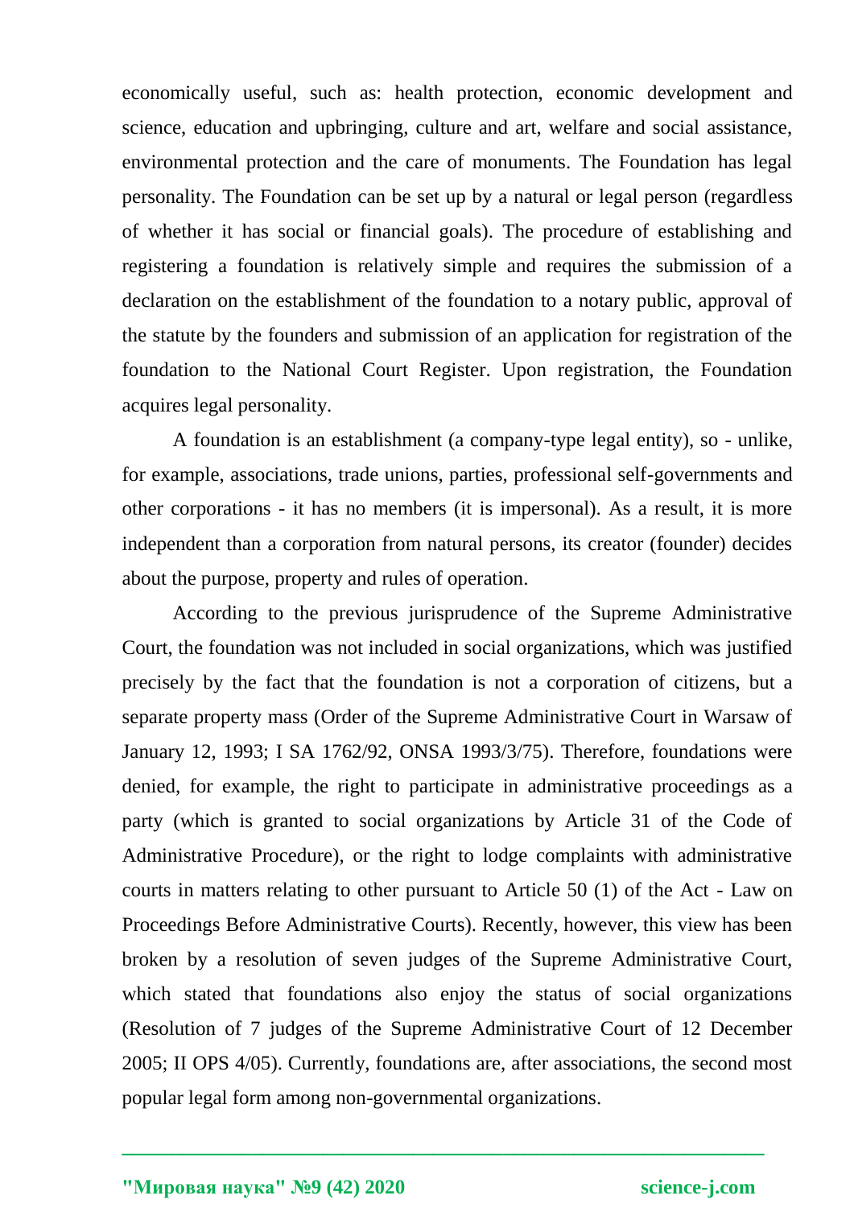economically useful, such as: health protection, economic development and science, education and upbringing, culture and art, welfare and social assistance, environmental protection and the care of monuments. The Foundation has legal personality. The Foundation can be set up by a natural or legal person (regardless of whether it has social or financial goals). The procedure of establishing and registering a foundation is relatively simple and requires the submission of a declaration on the establishment of the foundation to a notary public, approval of the statute by the founders and submission of an application for registration of the foundation to the National Court Register. Upon registration, the Foundation acquires legal personality.

A foundation is an establishment (a company-type legal entity), so - unlike, for example, associations, trade unions, parties, professional self-governments and other corporations - it has no members (it is impersonal). As a result, it is more independent than a corporation from natural persons, its creator (founder) decides about the purpose, property and rules of operation.

According to the previous jurisprudence of the Supreme Administrative Court, the foundation was not included in social organizations, which was justified precisely by the fact that the foundation is not a corporation of citizens, but a separate property mass (Order of the Supreme Administrative Court in Warsaw of January 12, 1993; I SA 1762/92, ONSA 1993/3/75). Therefore, foundations were denied, for example, the right to participate in administrative proceedings as a party (which is granted to social organizations by Article 31 of the Code of Administrative Procedure), or the right to lodge complaints with administrative courts in matters relating to other pursuant to Article 50 (1) of the Act - Law on Proceedings Before Administrative Courts). Recently, however, this view has been broken by a resolution of seven judges of the Supreme Administrative Court, which stated that foundations also enjoy the status of social organizations (Resolution of 7 judges of the Supreme Administrative Court of 12 December 2005; II OPS 4/05). Currently, foundations are, after associations, the second most popular legal form among non-governmental organizations.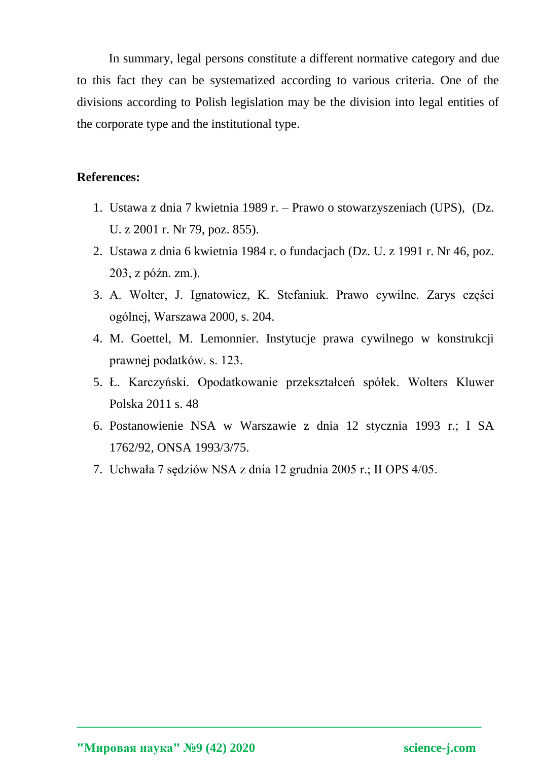In summary, legal persons constitute a different normative category and due to this fact they can be systematized according to various criteria. One of the divisions according to Polish legislation may be the division into legal entities of the corporate type and the institutional type.

**References:**

1. Ustawa z dnia 7 kwietnia 1989 r. – Prawo o stowarzyszeniach (UPS), (Dz. U. z 2001 r. Nr 79, poz. 855).
2. Ustawa z dnia 6 kwietnia 1984 r. o fundacjach (Dz. U. z 1991 r. Nr 46, poz. 203, z późn. zm.).
3. A. Wolter, J. Ignatowicz, K. Stefaniuk. Prawo cywilne. Zarys części ogólnej, Warszawa 2000, s. 204.
4. M. Goettel, M. Lemonnier. Instytucje prawa cywilnego w konstrukcji prawnej podatków. s. 123.
5. Ł. Karczyński. Opodatkowanie przekształceń spółek. Wolters Kluwer Polska 2011 s. 48
6. Postanowienie NSA w Warszawie z dnia 12 stycznia 1993 r.; I SA 1762/92, ONSA 1993/3/75.
7. Uchwała 7 sędziów NSA z dnia 12 grudnia 2005 r.; II OPS 4/05.